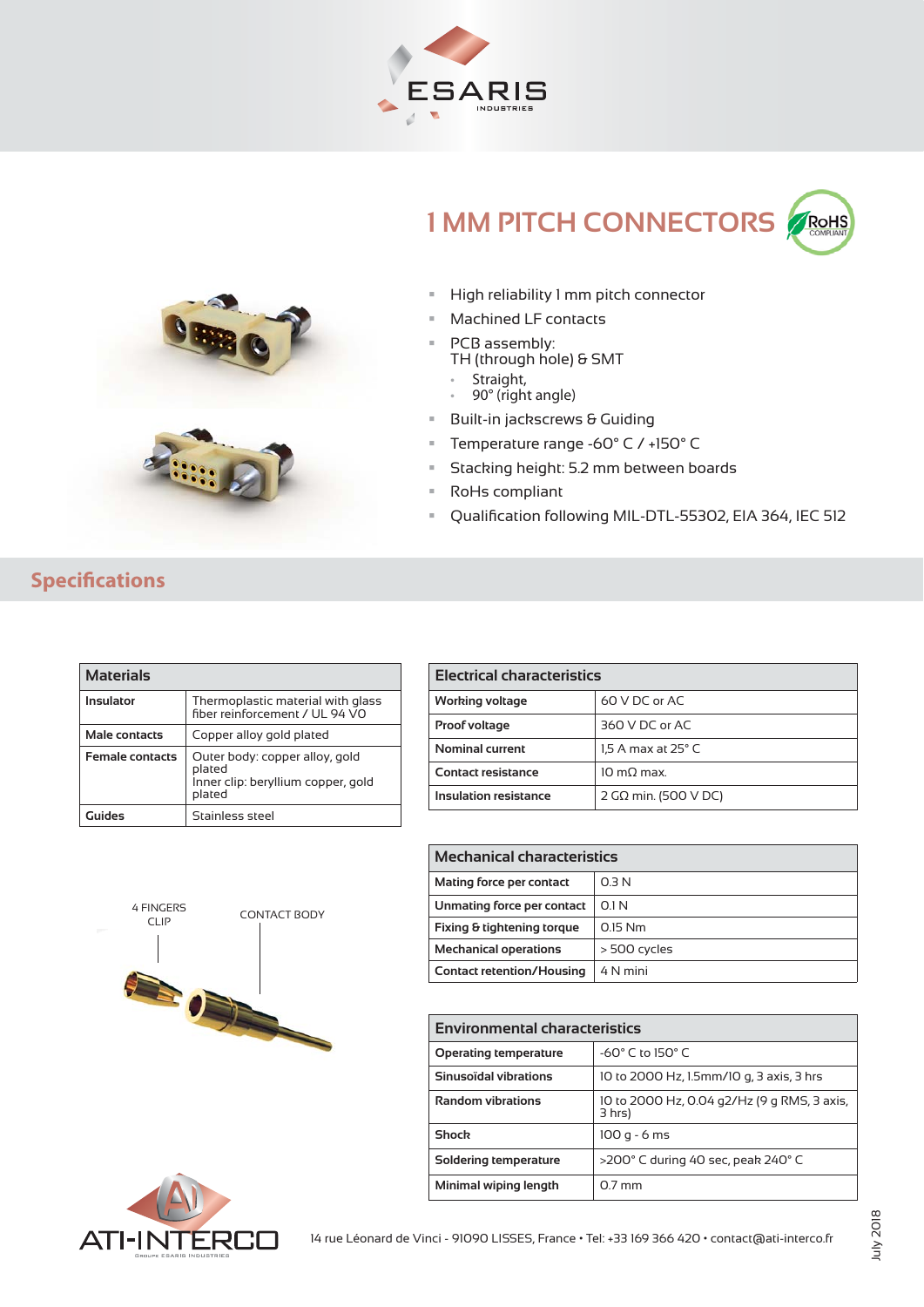# 1 MM PITCH CONNECTORS

- High reliability 1 mm pitch connector
- Machined LF contacts
- PCB assembly:
  TH (through hole) & SMT
  - Straight,
  - 90° (right angle)
- Built-in jackscrews & Guiding
- Temperature range -60° C / +150° C
- Stacking height: 5.2 mm between boards
- RoHs compliant
- Qualification following MIL-DTL-55302, EIA 364, IEC 512

## Specifications

| Materials | |
|---|---|
| **Insulator** | Thermoplastic material with glass fiber reinforcement / UL 94 V0 |
| **Male contacts** | Copper alloy gold plated |
| **Female contacts** | Outer body: copper alloy, gold plated<br>Inner clip: beryllium copper, gold plated |
| **Guides** | Stainless steel |

4 FINGERS CLIP

CONTACT BODY

| Electrical characteristics | |
|---|---|
| **Working voltage** | 60 V DC or AC |
| **Proof voltage** | 360 V DC or AC |
| **Nominal current** | 1,5 A max at 25° C |
| **Contact resistance** | 10 mΩ max. |
| **Insulation resistance** | 2 GΩ min. (500 V DC) |

| Mechanical characteristics | |
|---|---|
| **Mating force per contact** | 0.3 N |
| **Unmating force per contact** | 0.1 N |
| **Fixing & tightening torque** | 0.15 Nm |
| **Mechanical operations** | > 500 cycles |
| **Contact retention/Housing** | 4 N mini |

| Environmental characteristics | |
|---|---|
| **Operating temperature** | -60° C to 150° C |
| **Sinusoïdal vibrations** | 10 to 2000 Hz, 1.5mm/10 g, 3 axis, 3 hrs |
| **Random vibrations** | 10 to 2000 Hz, 0.04 g2/Hz (9 g RMS, 3 axis, 3 hrs) |
| **Shock** | 100 g - 6 ms |
| **Soldering temperature** | >200° C during 40 sec, peak 240° C |
| **Minimal wiping length** | 0.7 mm |

14 rue Léonard de Vinci - 91090 LISSES, France • Tel: +33 169 366 420 • contact@ati-interco.fr

July 2018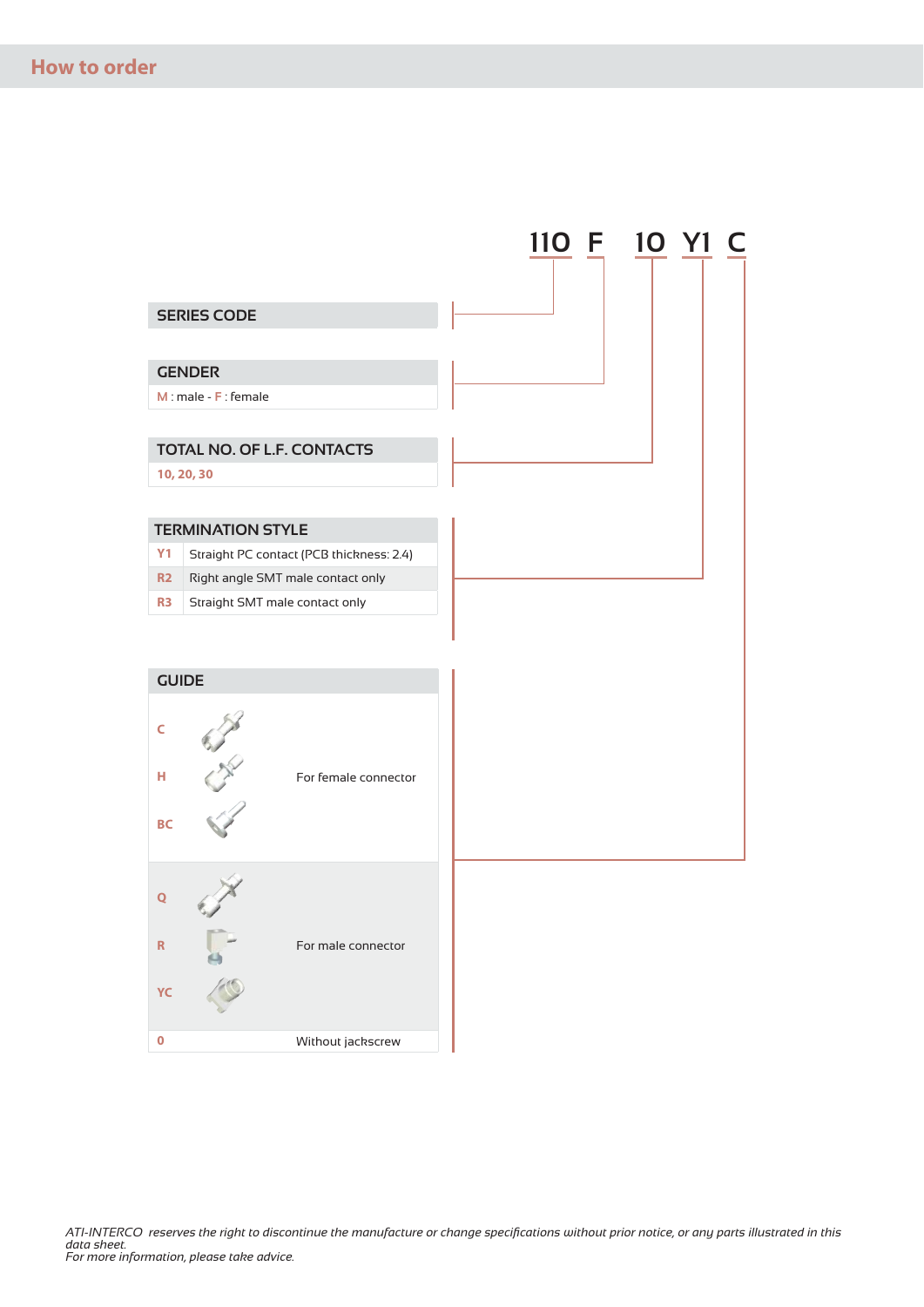## How to order

**110 F 10 Y1 C**

### SERIES CODE

### GENDER

M : male - F : female

### TOTAL NO. OF L.F. CONTACTS

10, 20, 30

### TERMINATION STYLE

| | |
|---|---|
| Y1 | Straight PC contact (PCB thickness: 2.4) |
| R2 | Right angle SMT male contact only |
| R3 | Straight SMT male contact only |

### GUIDE

| | |
|---|---|
| C | For female connector |
| H | For female connector |
| BC | For female connector |
| Q | For male connector |
| R | For male connector |
| YC | For male connector |
| 0 | Without jackscrew |

*ATI-INTERCO reserves the right to discontinue the manufacture or change specifications without prior notice, or any parts illustrated in this data sheet.*
*For more information, please take advice.*